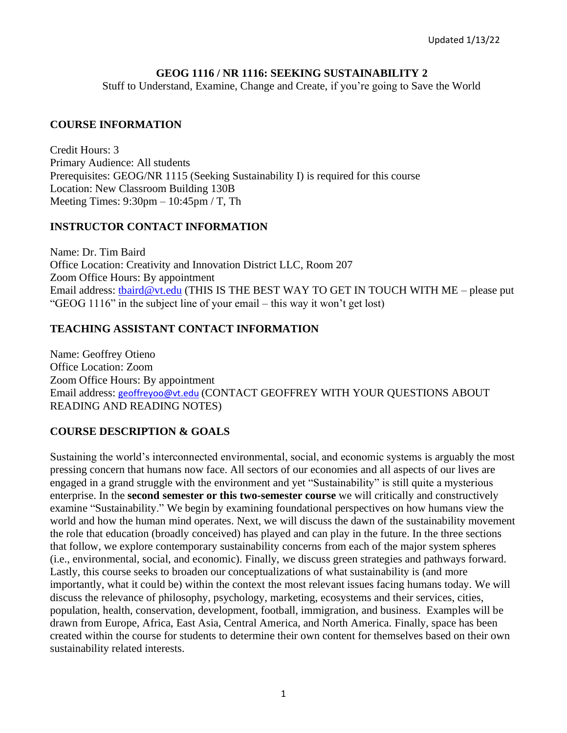Updated 1/13/22

# GEOG 1116 / NR 1116: SEEKING SUSTAINABILITY 2

Stuff to Understand, Examine, Change and Create, if you're going to Save the World

## COURSE INFORMATION

Credit Hours: 3
Primary Audience: All students
Prerequisites: GEOG/NR 1115 (Seeking Sustainability I) is required for this course
Location: New Classroom Building 130B
Meeting Times: 9:30pm – 10:45pm / T, Th

## INSTRUCTOR CONTACT INFORMATION

Name: Dr. Tim Baird
Office Location: Creativity and Innovation District LLC, Room 207
Zoom Office Hours: By appointment
Email address: tbaird@vt.edu (THIS IS THE BEST WAY TO GET IN TOUCH WITH ME – please put "GEOG 1116" in the subject line of your email – this way it won't get lost)

## TEACHING ASSISTANT CONTACT INFORMATION

Name: Geoffrey Otieno
Office Location: Zoom
Zoom Office Hours: By appointment
Email address: geoffreyoo@vt.edu (CONTACT GEOFFREY WITH YOUR QUESTIONS ABOUT READING AND READING NOTES)

## COURSE DESCRIPTION & GOALS

Sustaining the world's interconnected environmental, social, and economic systems is arguably the most pressing concern that humans now face. All sectors of our economies and all aspects of our lives are engaged in a grand struggle with the environment and yet "Sustainability" is still quite a mysterious enterprise. In the **second semester or this two-semester course** we will critically and constructively examine "Sustainability." We begin by examining foundational perspectives on how humans view the world and how the human mind operates. Next, we will discuss the dawn of the sustainability movement the role that education (broadly conceived) has played and can play in the future. In the three sections that follow, we explore contemporary sustainability concerns from each of the major system spheres (i.e., environmental, social, and economic). Finally, we discuss green strategies and pathways forward. Lastly, this course seeks to broaden our conceptualizations of what sustainability is (and more importantly, what it could be) within the context the most relevant issues facing humans today. We will discuss the relevance of philosophy, psychology, marketing, ecosystems and their services, cities, population, health, conservation, development, football, immigration, and business. Examples will be drawn from Europe, Africa, East Asia, Central America, and North America. Finally, space has been created within the course for students to determine their own content for themselves based on their own sustainability related interests.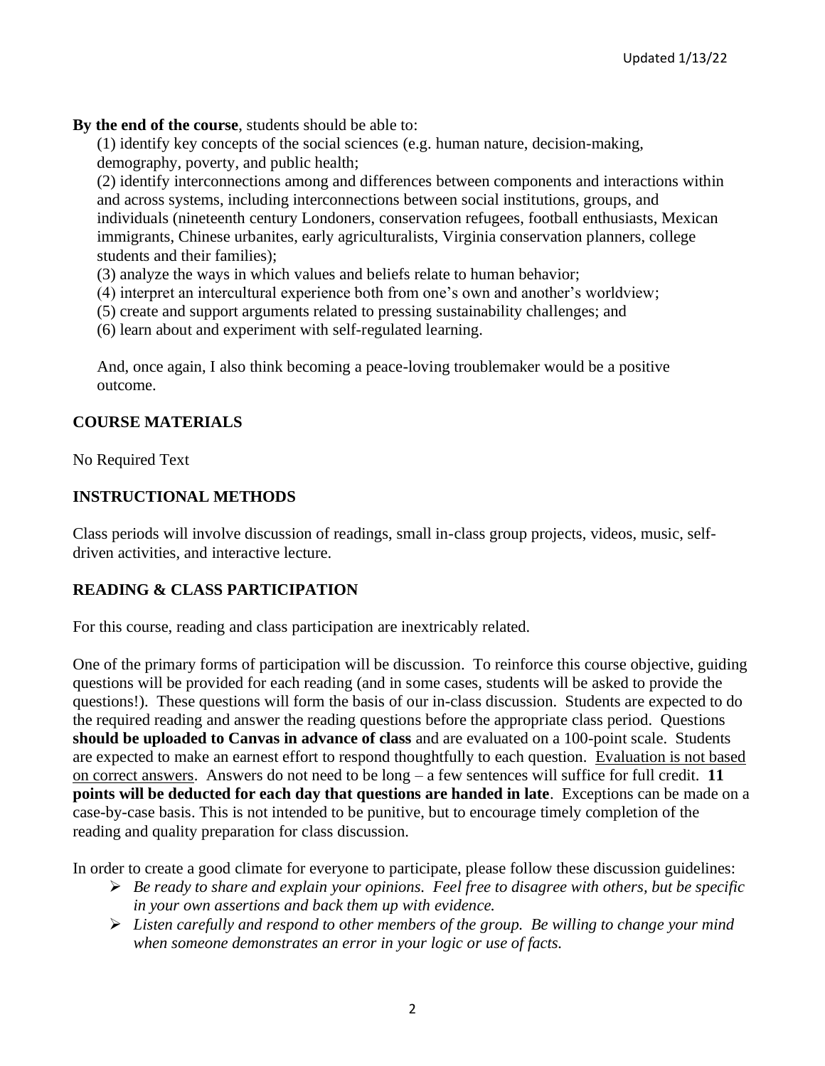**By the end of the course**, students should be able to:

(1) identify key concepts of the social sciences (e.g. human nature, decision-making, demography, poverty, and public health;

(2) identify interconnections among and differences between components and interactions within and across systems, including interconnections between social institutions, groups, and individuals (nineteenth century Londoners, conservation refugees, football enthusiasts, Mexican immigrants, Chinese urbanites, early agriculturalists, Virginia conservation planners, college students and their families);

(3) analyze the ways in which values and beliefs relate to human behavior;

(4) interpret an intercultural experience both from one's own and another's worldview;

(5) create and support arguments related to pressing sustainability challenges; and

(6) learn about and experiment with self-regulated learning.

And, once again, I also think becoming a peace-loving troublemaker would be a positive outcome.

## COURSE MATERIALS

No Required Text

## INSTRUCTIONAL METHODS

Class periods will involve discussion of readings, small in-class group projects, videos, music, self-driven activities, and interactive lecture.

## READING & CLASS PARTICIPATION

For this course, reading and class participation are inextricably related.

One of the primary forms of participation will be discussion. To reinforce this course objective, guiding questions will be provided for each reading (and in some cases, students will be asked to provide the questions!). These questions will form the basis of our in-class discussion. Students are expected to do the required reading and answer the reading questions before the appropriate class period. Questions **should be uploaded to Canvas in advance of class** and are evaluated on a 100-point scale. Students are expected to make an earnest effort to respond thoughtfully to each question. <u>Evaluation is not based on correct answers</u>. Answers do not need to be long – a few sentences will suffice for full credit. **11 points will be deducted for each day that questions are handed in late**. Exceptions can be made on a case-by-case basis. This is not intended to be punitive, but to encourage timely completion of the reading and quality preparation for class discussion.

In order to create a good climate for everyone to participate, please follow these discussion guidelines:

- *Be ready to share and explain your opinions. Feel free to disagree with others, but be specific in your own assertions and back them up with evidence.*
- *Listen carefully and respond to other members of the group. Be willing to change your mind when someone demonstrates an error in your logic or use of facts.*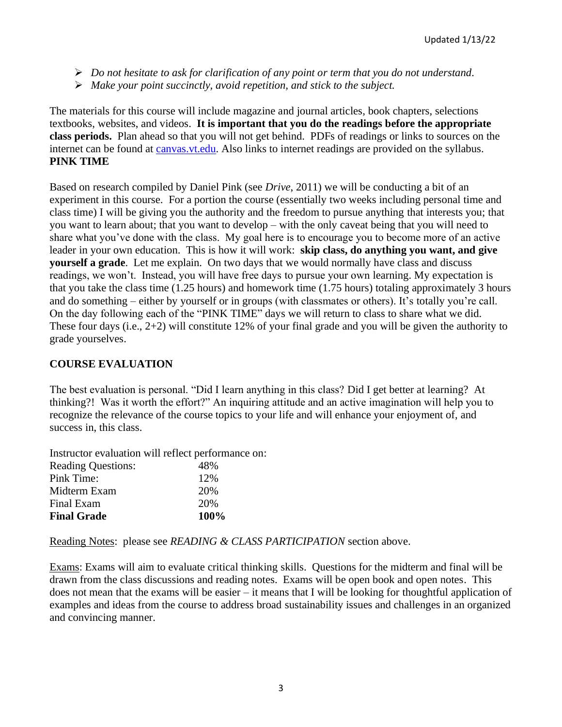- *Do not hesitate to ask for clarification of any point or term that you do not understand.*
- *Make your point succinctly, avoid repetition, and stick to the subject.*

The materials for this course will include magazine and journal articles, book chapters, selections textbooks, websites, and videos. **It is important that you do the readings before the appropriate class periods.** Plan ahead so that you will not get behind. PDFs of readings or links to sources on the internet can be found at canvas.vt.edu. Also links to internet readings are provided on the syllabus.

**PINK TIME**

Based on research compiled by Daniel Pink (see *Drive*, 2011) we will be conducting a bit of an experiment in this course. For a portion the course (essentially two weeks including personal time and class time) I will be giving you the authority and the freedom to pursue anything that interests you; that you want to learn about; that you want to develop – with the only caveat being that you will need to share what you've done with the class. My goal here is to encourage you to become more of an active leader in your own education. This is how it will work: **skip class, do anything you want, and give yourself a grade**. Let me explain. On two days that we would normally have class and discuss readings, we won't. Instead, you will have free days to pursue your own learning. My expectation is that you take the class time (1.25 hours) and homework time (1.75 hours) totaling approximately 3 hours and do something – either by yourself or in groups (with classmates or others). It's totally you're call. On the day following each of the "PINK TIME" days we will return to class to share what we did. These four days (i.e., 2+2) will constitute 12% of your final grade and you will be given the authority to grade yourselves.

## COURSE EVALUATION

The best evaluation is personal. "Did I learn anything in this class? Did I get better at learning? At thinking?! Was it worth the effort?" An inquiring attitude and an active imagination will help you to recognize the relevance of the course topics to your life and will enhance your enjoyment of, and success in, this class.

Instructor evaluation will reflect performance on:

| | |
|---|---|
| Reading Questions: | 48% |
| Pink Time: | 12% |
| Midterm Exam | 20% |
| Final Exam | 20% |
| **Final Grade** | **100%** |

Reading Notes: please see *READING & CLASS PARTICIPATION* section above.

Exams: Exams will aim to evaluate critical thinking skills. Questions for the midterm and final will be drawn from the class discussions and reading notes. Exams will be open book and open notes. This does not mean that the exams will be easier – it means that I will be looking for thoughtful application of examples and ideas from the course to address broad sustainability issues and challenges in an organized and convincing manner.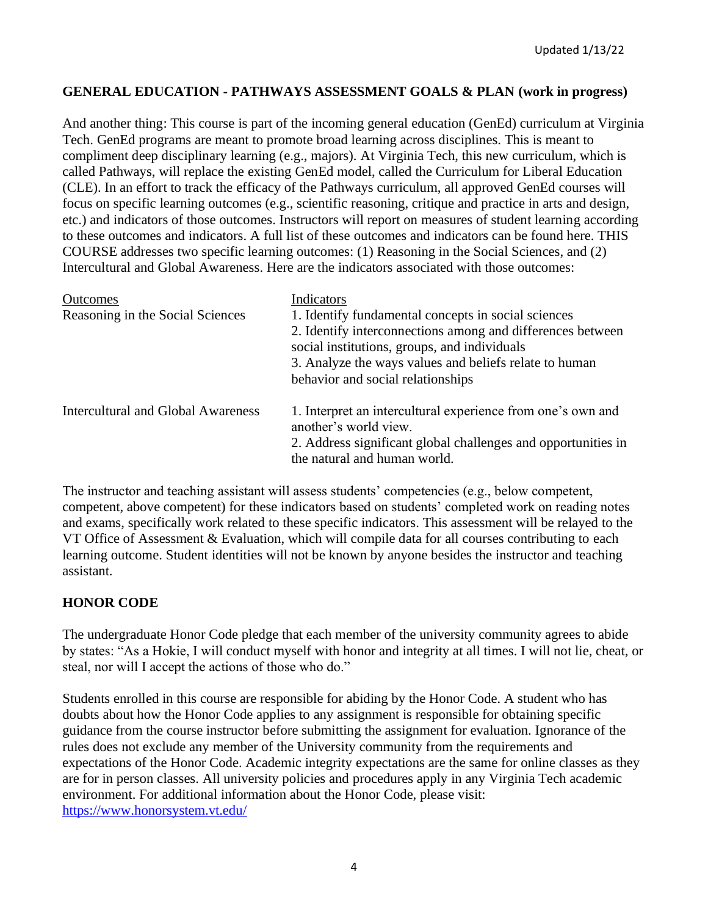## GENERAL EDUCATION - PATHWAYS ASSESSMENT GOALS & PLAN (work in progress)

And another thing: This course is part of the incoming general education (GenEd) curriculum at Virginia Tech. GenEd programs are meant to promote broad learning across disciplines. This is meant to compliment deep disciplinary learning (e.g., majors). At Virginia Tech, this new curriculum, which is called Pathways, will replace the existing GenEd model, called the Curriculum for Liberal Education (CLE). In an effort to track the efficacy of the Pathways curriculum, all approved GenEd courses will focus on specific learning outcomes (e.g., scientific reasoning, critique and practice in arts and design, etc.) and indicators of those outcomes. Instructors will report on measures of student learning according to these outcomes and indicators. A full list of these outcomes and indicators can be found here. THIS COURSE addresses two specific learning outcomes: (1) Reasoning in the Social Sciences, and (2) Intercultural and Global Awareness. Here are the indicators associated with those outcomes:

| Outcomes | Indicators |
| --- | --- |
| Reasoning in the Social Sciences | 1. Identify fundamental concepts in social sciences<br>2. Identify interconnections among and differences between social institutions, groups, and individuals<br>3. Analyze the ways values and beliefs relate to human behavior and social relationships |
| Intercultural and Global Awareness | 1. Interpret an intercultural experience from one's own and another's world view.<br>2. Address significant global challenges and opportunities in the natural and human world. |

The instructor and teaching assistant will assess students' competencies (e.g., below competent, competent, above competent) for these indicators based on students' completed work on reading notes and exams, specifically work related to these specific indicators. This assessment will be relayed to the VT Office of Assessment & Evaluation, which will compile data for all courses contributing to each learning outcome. Student identities will not be known by anyone besides the instructor and teaching assistant.

## HONOR CODE

The undergraduate Honor Code pledge that each member of the university community agrees to abide by states: "As a Hokie, I will conduct myself with honor and integrity at all times. I will not lie, cheat, or steal, nor will I accept the actions of those who do."

Students enrolled in this course are responsible for abiding by the Honor Code. A student who has doubts about how the Honor Code applies to any assignment is responsible for obtaining specific guidance from the course instructor before submitting the assignment for evaluation. Ignorance of the rules does not exclude any member of the University community from the requirements and expectations of the Honor Code. Academic integrity expectations are the same for online classes as they are for in person classes. All university policies and procedures apply in any Virginia Tech academic environment. For additional information about the Honor Code, please visit: https://www.honorsystem.vt.edu/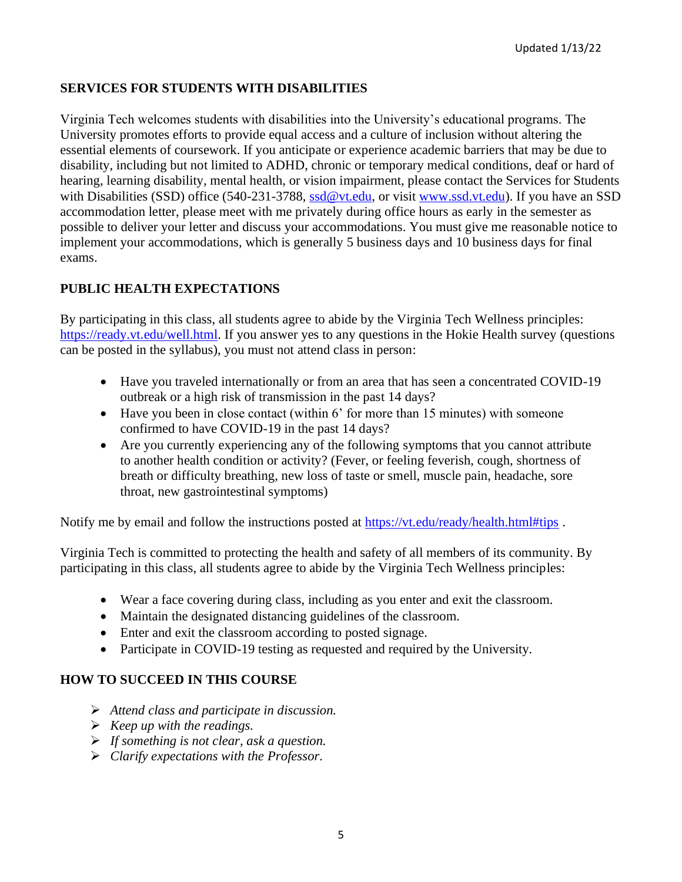## SERVICES FOR STUDENTS WITH DISABILITIES

Virginia Tech welcomes students with disabilities into the University's educational programs. The University promotes efforts to provide equal access and a culture of inclusion without altering the essential elements of coursework. If you anticipate or experience academic barriers that may be due to disability, including but not limited to ADHD, chronic or temporary medical conditions, deaf or hard of hearing, learning disability, mental health, or vision impairment, please contact the Services for Students with Disabilities (SSD) office (540-231-3788, ssd@vt.edu, or visit www.ssd.vt.edu). If you have an SSD accommodation letter, please meet with me privately during office hours as early in the semester as possible to deliver your letter and discuss your accommodations. You must give me reasonable notice to implement your accommodations, which is generally 5 business days and 10 business days for final exams.

## PUBLIC HEALTH EXPECTATIONS

By participating in this class, all students agree to abide by the Virginia Tech Wellness principles: https://ready.vt.edu/well.html. If you answer yes to any questions in the Hokie Health survey (questions can be posted in the syllabus), you must not attend class in person:

- Have you traveled internationally or from an area that has seen a concentrated COVID-19 outbreak or a high risk of transmission in the past 14 days?
- Have you been in close contact (within 6' for more than 15 minutes) with someone confirmed to have COVID-19 in the past 14 days?
- Are you currently experiencing any of the following symptoms that you cannot attribute to another health condition or activity? (Fever, or feeling feverish, cough, shortness of breath or difficulty breathing, new loss of taste or smell, muscle pain, headache, sore throat, new gastrointestinal symptoms)

Notify me by email and follow the instructions posted at https://vt.edu/ready/health.html#tips .

Virginia Tech is committed to protecting the health and safety of all members of its community. By participating in this class, all students agree to abide by the Virginia Tech Wellness principles:

- Wear a face covering during class, including as you enter and exit the classroom.
- Maintain the designated distancing guidelines of the classroom.
- Enter and exit the classroom according to posted signage.
- Participate in COVID-19 testing as requested and required by the University.

## HOW TO SUCCEED IN THIS COURSE

- *Attend class and participate in discussion.*
- *Keep up with the readings.*
- *If something is not clear, ask a question.*
- *Clarify expectations with the Professor.*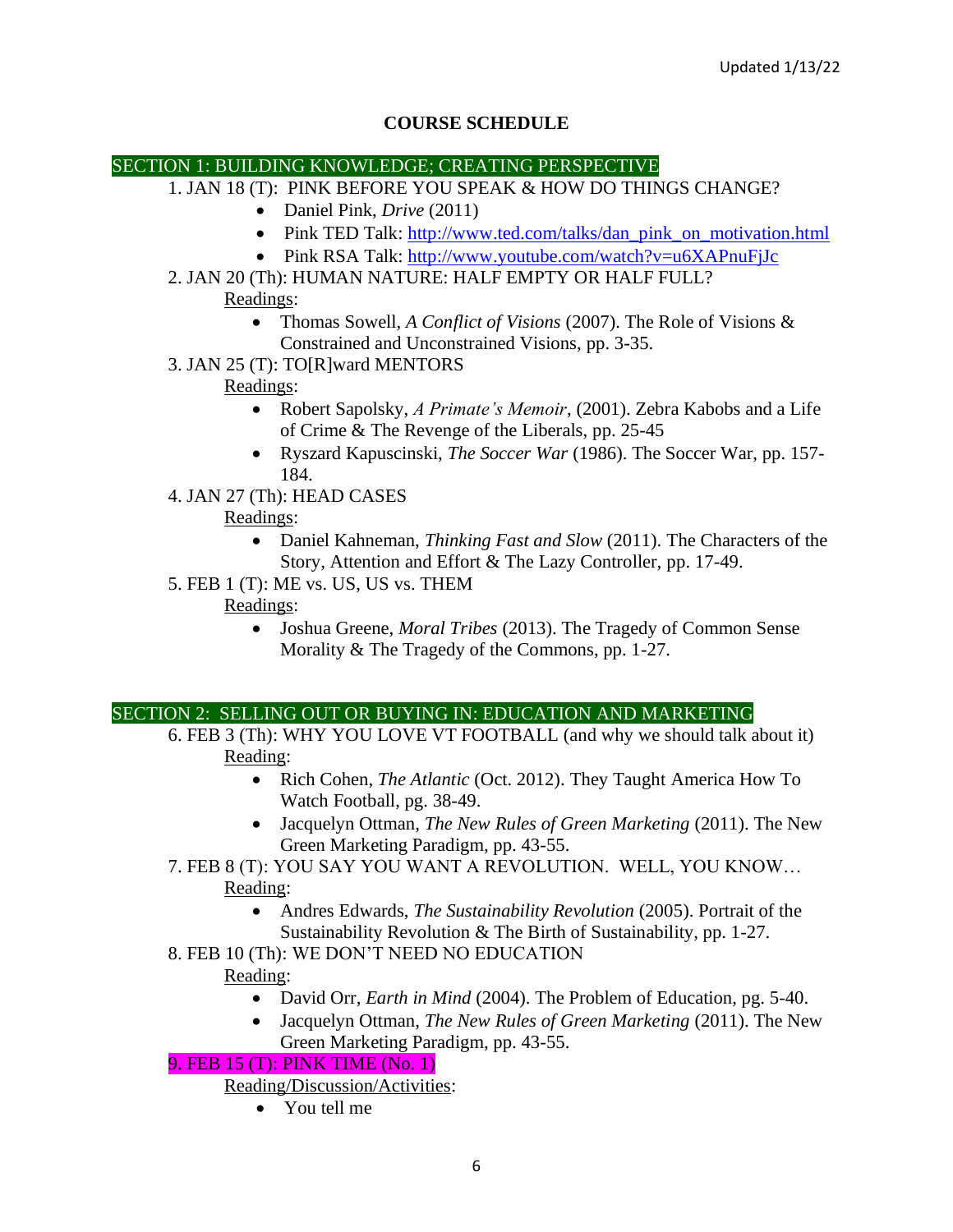Updated 1/13/22

## COURSE SCHEDULE

### SECTION 1: BUILDING KNOWLEDGE; CREATING PERSPECTIVE

1. JAN 18 (T): PINK BEFORE YOU SPEAK & HOW DO THINGS CHANGE?
   - Daniel Pink, *Drive* (2011)
   - Pink TED Talk: http://www.ted.com/talks/dan_pink_on_motivation.html
   - Pink RSA Talk: http://www.youtube.com/watch?v=u6XAPnuFjJc
2. JAN 20 (Th): HUMAN NATURE: HALF EMPTY OR HALF FULL?

   Readings:
   - Thomas Sowell, *A Conflict of Visions* (2007). The Role of Visions & Constrained and Unconstrained Visions, pp. 3-35.
3. JAN 25 (T): TO[R]ward MENTORS

   Readings:
   - Robert Sapolsky, *A Primate's Memoir*, (2001). Zebra Kabobs and a Life of Crime & The Revenge of the Liberals, pp. 25-45
   - Ryszard Kapuscinski, *The Soccer War* (1986). The Soccer War, pp. 157-184.
4. JAN 27 (Th): HEAD CASES

   Readings:
   - Daniel Kahneman, *Thinking Fast and Slow* (2011). The Characters of the Story, Attention and Effort & The Lazy Controller, pp. 17-49.
5. FEB 1 (T): ME vs. US, US vs. THEM

   Readings:
   - Joshua Greene, *Moral Tribes* (2013). The Tragedy of Common Sense Morality & The Tragedy of the Commons, pp. 1-27.

### SECTION 2: SELLING OUT OR BUYING IN: EDUCATION AND MARKETING

6. FEB 3 (Th): WHY YOU LOVE VT FOOTBALL (and why we should talk about it)

   Reading:
   - Rich Cohen, *The Atlantic* (Oct. 2012). They Taught America How To Watch Football, pg. 38-49.
   - Jacquelyn Ottman, *The New Rules of Green Marketing* (2011). The New Green Marketing Paradigm, pp. 43-55.
7. FEB 8 (T): YOU SAY YOU WANT A REVOLUTION. WELL, YOU KNOW…

   Reading:
   - Andres Edwards, *The Sustainability Revolution* (2005). Portrait of the Sustainability Revolution & The Birth of Sustainability, pp. 1-27.
8. FEB 10 (Th): WE DON'T NEED NO EDUCATION

   Reading:
   - David Orr, *Earth in Mind* (2004). The Problem of Education, pg. 5-40.
   - Jacquelyn Ottman, *The New Rules of Green Marketing* (2011). The New Green Marketing Paradigm, pp. 43-55.
9. FEB 15 (T): PINK TIME (No. 1)

   Reading/Discussion/Activities:
   - You tell me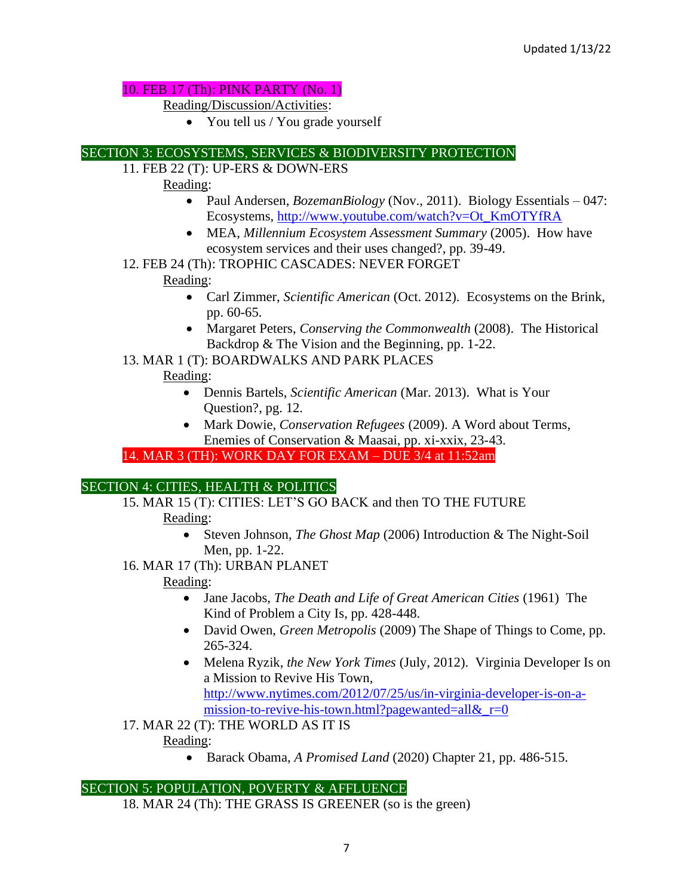10. FEB 17 (Th): PINK PARTY (No. 1)

Reading/Discussion/Activities:

- You tell us / You grade yourself

## SECTION 3: ECOSYSTEMS, SERVICES & BIODIVERSITY PROTECTION

11. FEB 22 (T): UP-ERS & DOWN-ERS

Reading:

- Paul Andersen, *BozemanBiology* (Nov., 2011). Biology Essentials – 047: Ecosystems, http://www.youtube.com/watch?v=Ot_KmOTYfRA
- MEA, *Millennium Ecosystem Assessment Summary* (2005). How have ecosystem services and their uses changed?, pp. 39-49.

12. FEB 24 (Th): TROPHIC CASCADES: NEVER FORGET

Reading:

- Carl Zimmer, *Scientific American* (Oct. 2012). Ecosystems on the Brink, pp. 60-65.
- Margaret Peters, *Conserving the Commonwealth* (2008). The Historical Backdrop & The Vision and the Beginning, pp. 1-22.

13. MAR 1 (T): BOARDWALKS AND PARK PLACES

Reading:

- Dennis Bartels, *Scientific American* (Mar. 2013). What is Your Question?, pg. 12.
- Mark Dowie, *Conservation Refugees* (2009). A Word about Terms, Enemies of Conservation & Maasai, pp. xi-xxix, 23-43.

14. MAR 3 (TH): WORK DAY FOR EXAM – DUE 3/4 at 11:52am

## SECTION 4: CITIES, HEALTH & POLITICS

15. MAR 15 (T): CITIES: LET'S GO BACK and then TO THE FUTURE

Reading:

- Steven Johnson, *The Ghost Map* (2006) Introduction & The Night-Soil Men, pp. 1-22.

16. MAR 17 (Th): URBAN PLANET

Reading:

- Jane Jacobs, *The Death and Life of Great American Cities* (1961) The Kind of Problem a City Is, pp. 428-448.
- David Owen, *Green Metropolis* (2009) The Shape of Things to Come, pp. 265-324.
- Melena Ryzik, *the New York Times* (July, 2012). Virginia Developer Is on a Mission to Revive His Town, http://www.nytimes.com/2012/07/25/us/in-virginia-developer-is-on-a-mission-to-revive-his-town.html?pagewanted=all&_r=0

17. MAR 22 (T): THE WORLD AS IT IS

Reading:

- Barack Obama, *A Promised Land* (2020) Chapter 21, pp. 486-515.

## SECTION 5: POPULATION, POVERTY & AFFLUENCE

18. MAR 24 (Th): THE GRASS IS GREENER (so is the green)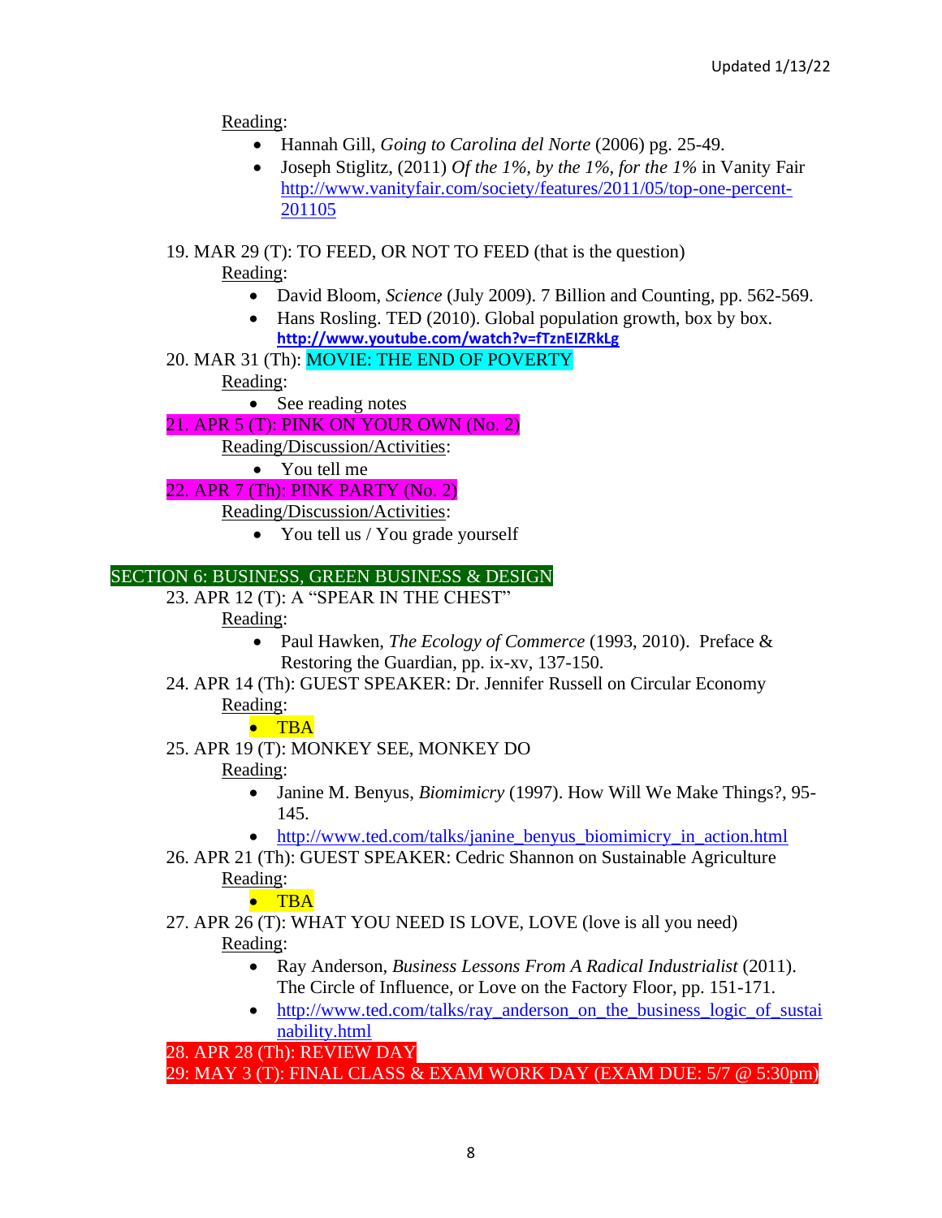Reading:

- Hannah Gill, *Going to Carolina del Norte* (2006) pg. 25-49.
- Joseph Stiglitz, (2011) *Of the 1%, by the 1%, for the 1%* in Vanity Fair http://www.vanityfair.com/society/features/2011/05/top-one-percent-201105

19. MAR 29 (T): TO FEED, OR NOT TO FEED (that is the question)

Reading:

- David Bloom, *Science* (July 2009). 7 Billion and Counting, pp. 562-569.
- Hans Rosling. TED (2010). Global population growth, box by box. **http://www.youtube.com/watch?v=fTznEIZRkLg**

20. MAR 31 (Th): MOVIE: THE END OF POVERTY

Reading:

- See reading notes

21. APR 5 (T): PINK ON YOUR OWN (No. 2)

Reading/Discussion/Activities:

- You tell me

22. APR 7 (Th): PINK PARTY (No. 2)

Reading/Discussion/Activities:

- You tell us / You grade yourself

## SECTION 6: BUSINESS, GREEN BUSINESS & DESIGN

23. APR 12 (T): A "SPEAR IN THE CHEST"

Reading:

- Paul Hawken, *The Ecology of Commerce* (1993, 2010). Preface & Restoring the Guardian, pp. ix-xv, 137-150.

24. APR 14 (Th): GUEST SPEAKER: Dr. Jennifer Russell on Circular Economy

Reading:

- TBA

25. APR 19 (T): MONKEY SEE, MONKEY DO

Reading:

- Janine M. Benyus, *Biomimicry* (1997). How Will We Make Things?, 95-145.
- http://www.ted.com/talks/janine_benyus_biomimicry_in_action.html

26. APR 21 (Th): GUEST SPEAKER: Cedric Shannon on Sustainable Agriculture

Reading:

- TBA

27. APR 26 (T): WHAT YOU NEED IS LOVE, LOVE (love is all you need)

Reading:

- Ray Anderson, *Business Lessons From A Radical Industrialist* (2011). The Circle of Influence, or Love on the Factory Floor, pp. 151-171.
- http://www.ted.com/talks/ray_anderson_on_the_business_logic_of_sustainability.html

28. APR 28 (Th): REVIEW DAY

29: MAY 3 (T): FINAL CLASS & EXAM WORK DAY (EXAM DUE: 5/7 @ 5:30pm)